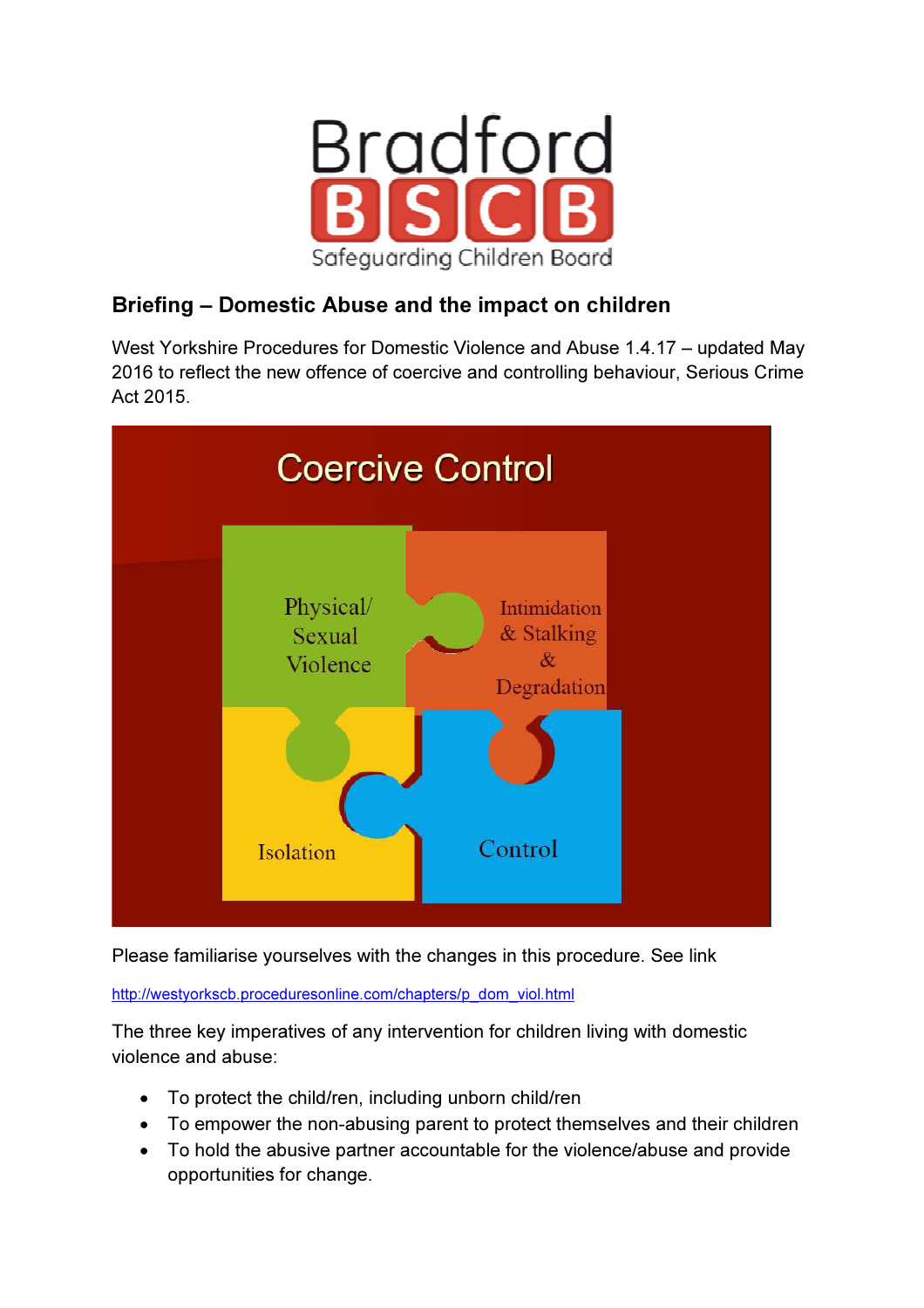Bradford BSCB Safeguarding Children Board

## Briefing – Domestic Abuse and the impact on children

West Yorkshire Procedures for Domestic Violence and Abuse 1.4.17 – updated May 2016 to reflect the new offence of coercive and controlling behaviour, Serious Crime Act 2015.

Coercive Control

Physical/ Sexual Violence

Intimidation & Stalking & Degradation

Isolation

Control

Please familiarise yourselves with the changes in this procedure. See link

http://westyorkscb.proceduresonline.com/chapters/p_dom_viol.html

The three key imperatives of any intervention for children living with domestic violence and abuse:

- To protect the child/ren, including unborn child/ren
- To empower the non-abusing parent to protect themselves and their children
- To hold the abusive partner accountable for the violence/abuse and provide opportunities for change.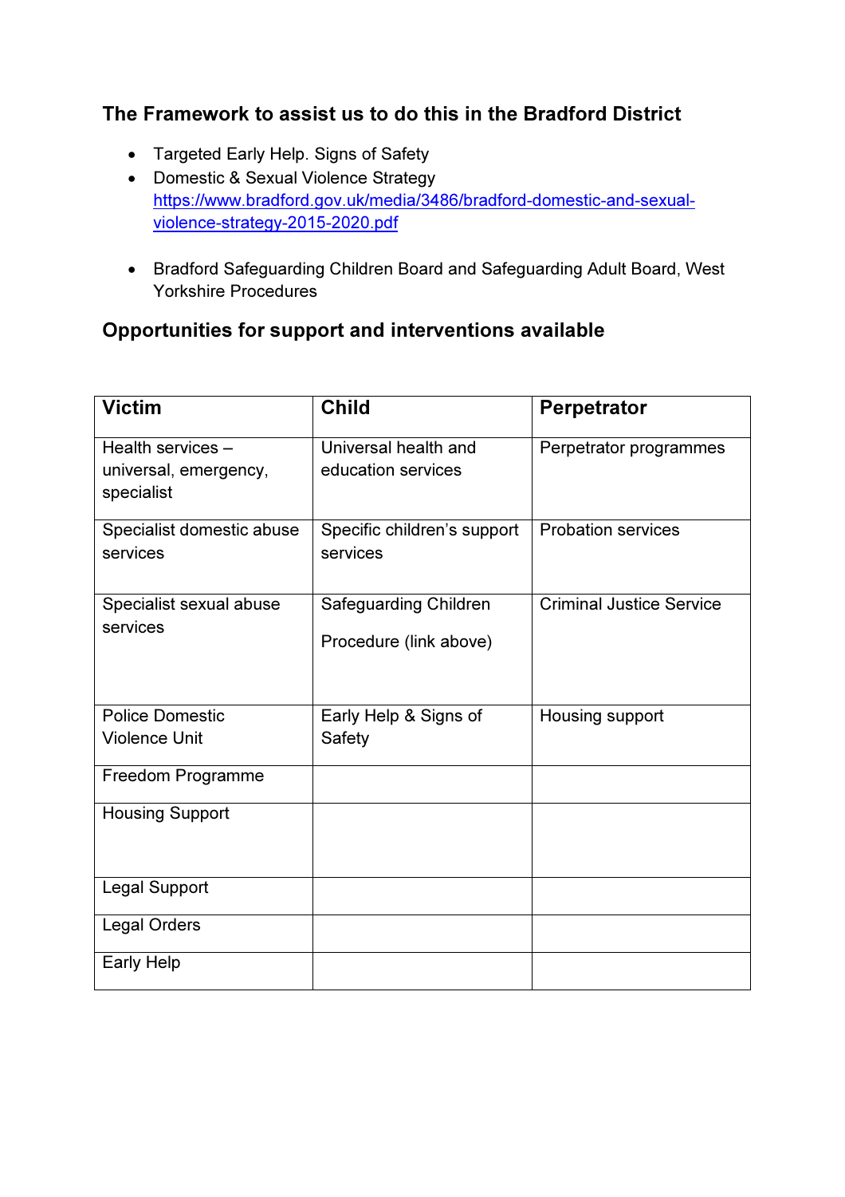## The Framework to assist us to do this in the Bradford District

- Targeted Early Help. Signs of Safety
- Domestic & Sexual Violence Strategy https://www.bradford.gov.uk/media/3486/bradford-domestic-and-sexual-violence-strategy-2015-2020.pdf
- Bradford Safeguarding Children Board and Safeguarding Adult Board, West Yorkshire Procedures

## Opportunities for support and interventions available

| Victim | Child | Perpetrator |
|---|---|---|
| Health services – universal, emergency, specialist | Universal health and education services | Perpetrator programmes |
| Specialist domestic abuse services | Specific children's support services | Probation services |
| Specialist sexual abuse services | Safeguarding Children<br><br>Procedure (link above) | Criminal Justice Service |
| Police Domestic Violence Unit | Early Help & Signs of Safety | Housing support |
| Freedom Programme | | |
| Housing Support | | |
| Legal Support | | |
| Legal Orders | | |
| Early Help | | |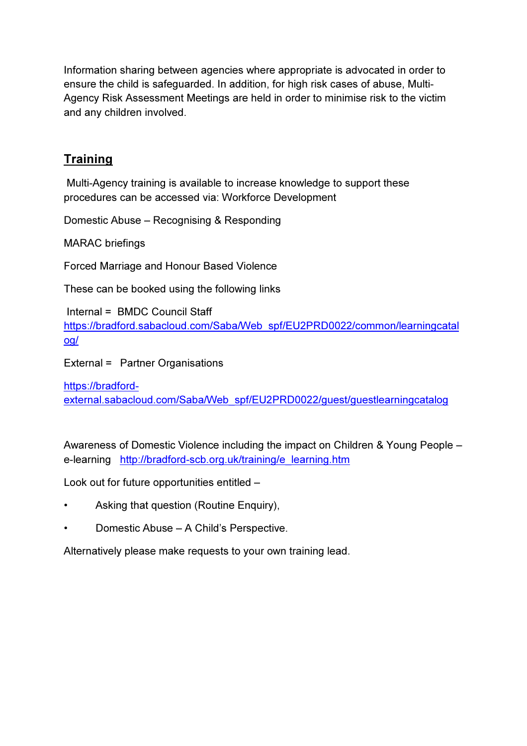Information sharing between agencies where appropriate is advocated in order to ensure the child is safeguarded. In addition, for high risk cases of abuse, Multi-Agency Risk Assessment Meetings are held in order to minimise risk to the victim and any children involved.

## Training

Multi-Agency training is available to increase knowledge to support these procedures can be accessed via: Workforce Development

Domestic Abuse – Recognising & Responding

MARAC briefings

Forced Marriage and Honour Based Violence

These can be booked using the following links

Internal = BMDC Council Staff
https://bradford.sabacloud.com/Saba/Web_spf/EU2PRD0022/common/learningcatalog/

External = Partner Organisations

https://bradford-external.sabacloud.com/Saba/Web_spf/EU2PRD0022/guest/guestlearningcatalog

Awareness of Domestic Violence including the impact on Children & Young People – e-learning http://bradford-scb.org.uk/training/e_learning.htm

Look out for future opportunities entitled –

- Asking that question (Routine Enquiry),
- Domestic Abuse – A Child's Perspective.

Alternatively please make requests to your own training lead.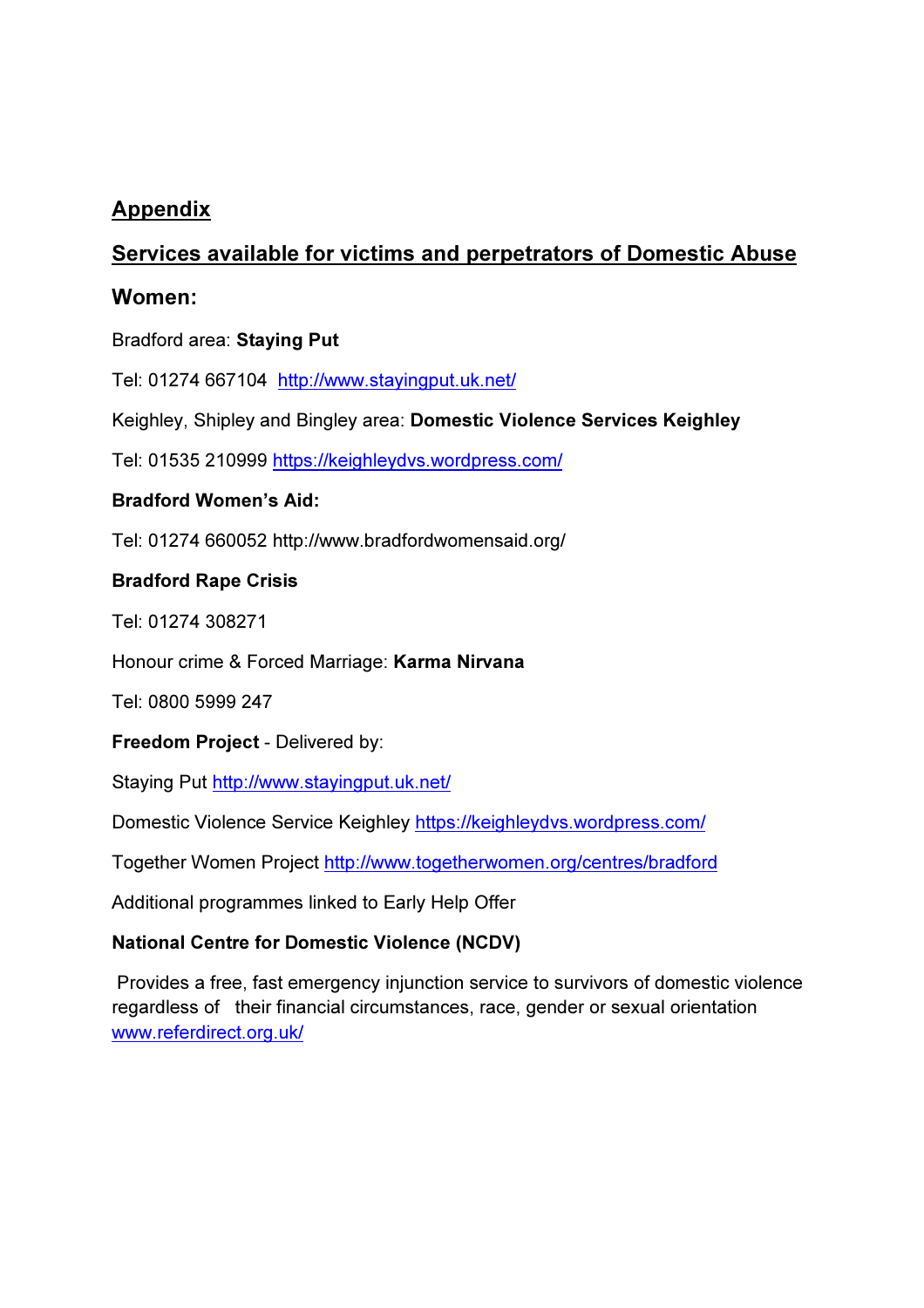## Appendix

## Services available for victims and perpetrators of Domestic Abuse

### Women:

Bradford area: **Staying Put**

Tel: 01274 667104 http://www.stayingput.uk.net/

Keighley, Shipley and Bingley area: **Domestic Violence Services Keighley**

Tel: 01535 210999 https://keighleydvs.wordpress.com/

**Bradford Women's Aid:**

Tel: 01274 660052 http://www.bradfordwomensaid.org/

**Bradford Rape Crisis**

Tel: 01274 308271

Honour crime & Forced Marriage: **Karma Nirvana**

Tel: 0800 5999 247

**Freedom Project** - Delivered by:

Staying Put http://www.stayingput.uk.net/

Domestic Violence Service Keighley https://keighleydvs.wordpress.com/

Together Women Project http://www.togetherwomen.org/centres/bradford

Additional programmes linked to Early Help Offer

**National Centre for Domestic Violence (NCDV)**

Provides a free, fast emergency injunction service to survivors of domestic violence regardless of their financial circumstances, race, gender or sexual orientation www.referdirect.org.uk/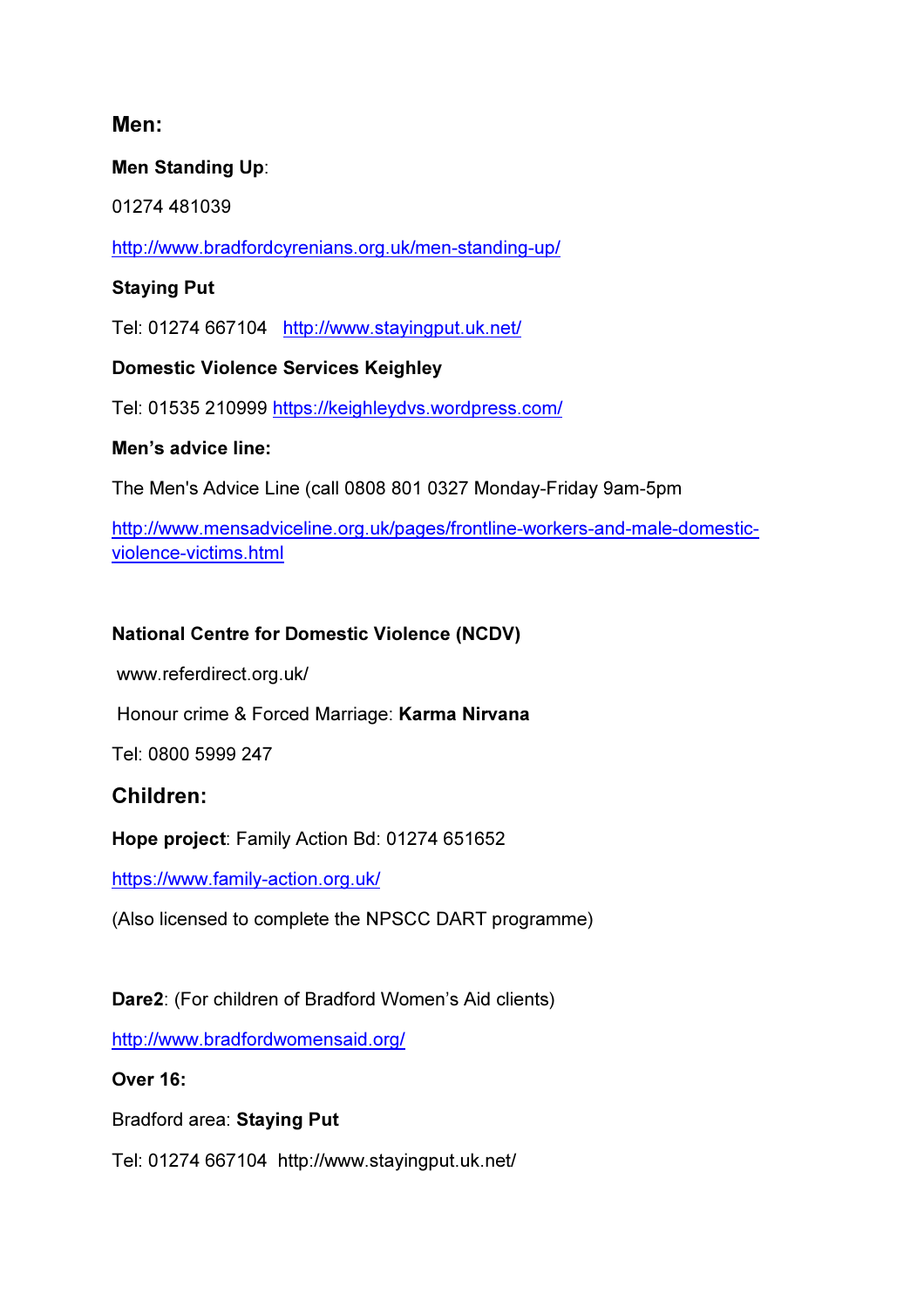## Men:

**Men Standing Up**:

01274 481039

http://www.bradfordcyrenians.org.uk/men-standing-up/

**Staying Put**

Tel: 01274 667104 http://www.stayingput.uk.net/

**Domestic Violence Services Keighley**

Tel: 01535 210999 https://keighleydvs.wordpress.com/

**Men's advice line:**

The Men's Advice Line (call 0808 801 0327 Monday-Friday 9am-5pm

http://www.mensadviceline.org.uk/pages/frontline-workers-and-male-domestic-violence-victims.html

**National Centre for Domestic Violence (NCDV)**

www.referdirect.org.uk/

Honour crime & Forced Marriage: **Karma Nirvana**

Tel: 0800 5999 247

## Children:

**Hope project**: Family Action Bd: 01274 651652

https://www.family-action.org.uk/

(Also licensed to complete the NPSCC DART programme)

**Dare2**: (For children of Bradford Women's Aid clients)

http://www.bradfordwomensaid.org/

**Over 16:**

Bradford area: **Staying Put**

Tel: 01274 667104 http://www.stayingput.uk.net/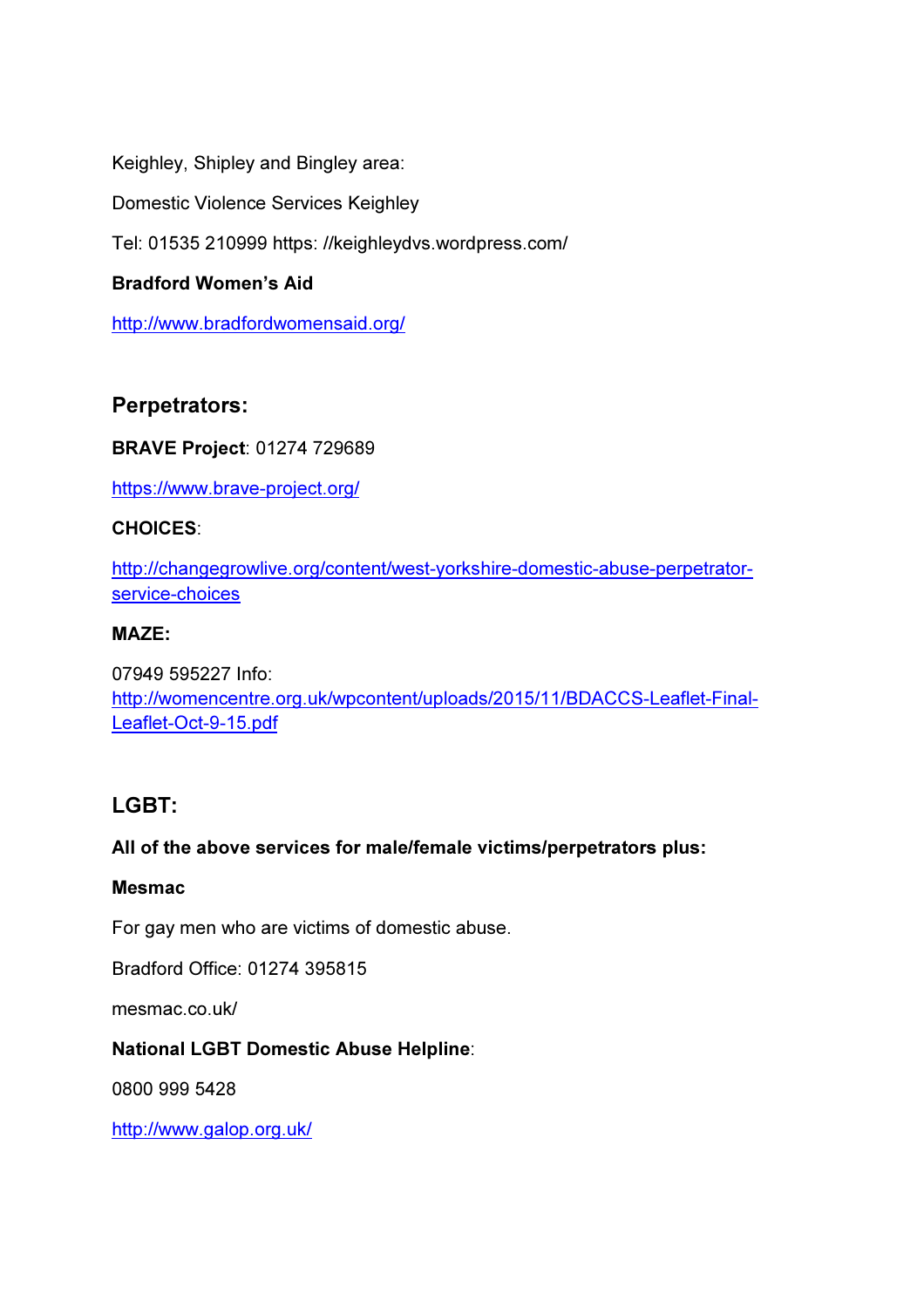Keighley, Shipley and Bingley area:

Domestic Violence Services Keighley

Tel: 01535 210999 https: //keighleydvs.wordpress.com/

**Bradford Women's Aid**

http://www.bradfordwomensaid.org/

## Perpetrators:

**BRAVE Project**: 01274 729689

https://www.brave-project.org/

**CHOICES**:

http://changegrowlive.org/content/west-yorkshire-domestic-abuse-perpetrator-service-choices

**MAZE:**

07949 595227 Info: http://womencentre.org.uk/wpcontent/uploads/2015/11/BDACCS-Leaflet-Final-Leaflet-Oct-9-15.pdf

## LGBT:

**All of the above services for male/female victims/perpetrators plus:**

**Mesmac**

For gay men who are victims of domestic abuse.

Bradford Office: 01274 395815

mesmac.co.uk/

**National LGBT Domestic Abuse Helpline**:

0800 999 5428

http://www.galop.org.uk/